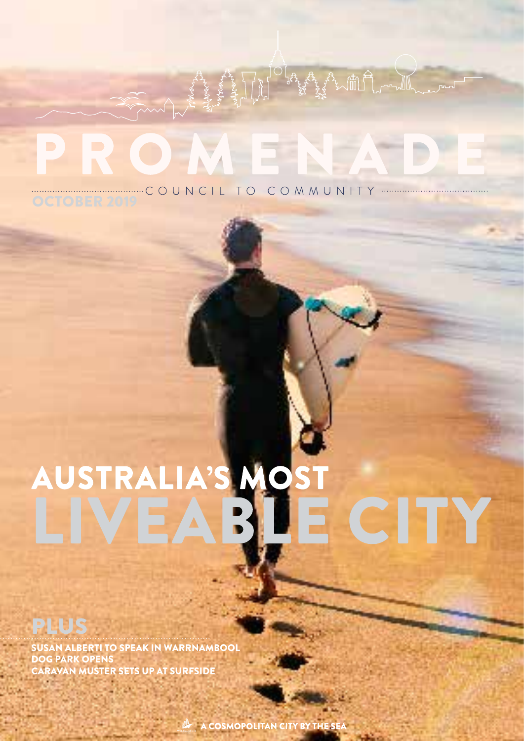# PROMENADE

COUNCIL TO COMMUNITY

OCTOBER 2019

# AUSTRALIA'S MOST LIVEABLE CITY

## PLUS

SUSAN ALBERTI TO SPEAK IN WARRNAMBOOL
DOG PARK OPENS
CARAVAN MUSTER SETS UP AT SURFSIDE

A COSMOPOLITAN CITY BY THE SEA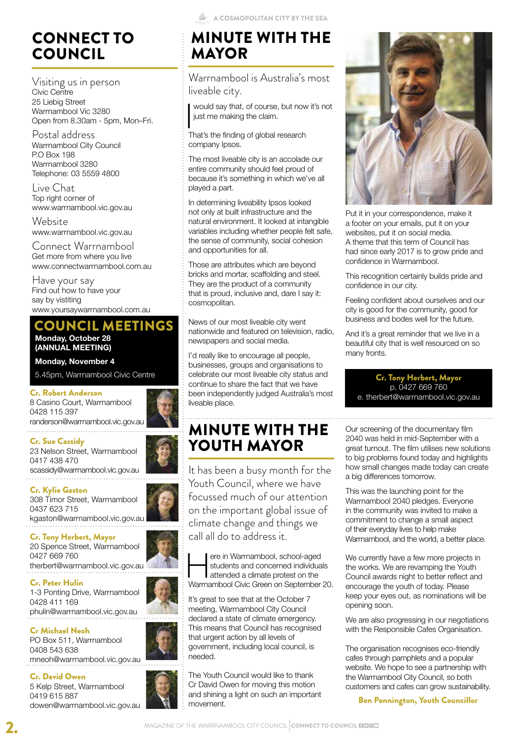# CONNECT TO COUNCIL

### Visiting us in person

Civic Centre
25 Liebig Street
Warrnambool Vic 3280
Open from 8.30am - 5pm, Mon–Fri.

### Postal address

Warrnambool City Council
P.O Box 198
Warrnambool 3280
Telephone: 03 5559 4800

### Live Chat

Top right corner of
www.warrnambool.vic.gov.au

### Website

www.warrnambool.vic.gov.au

### Connect Warrnambool

Get more from where you live
www.connectwarrnambool.com.au

### Have your say

Find out how to have your say by visitting
www.yoursaywarrnambool.com.au

## COUNCIL MEETINGS

**Monday, October 28 (ANNUAL MEETING)**

**Monday, November 4**

5.45pm, Warrnambool Civic Centre

**Cr. Robert Anderson**
8 Casino Court, Warrnambool
0428 115 397
randerson@warrnambool.vic.gov.au

**Cr. Sue Cassidy**
23 Nelson Street, Warrnambool
0417 438 470
scassidy@warrnambool.vic.gov.au

**Cr. Kylie Gaston**
308 Timor Street, Warrnambool
0437 623 715
kgaston@warrnambool.vic.gov.au

**Cr. Tony Herbert, Mayor**
20 Spence Street, Warrnambool
0427 669 760
therbert@warrnambool.vic.gov.au

**Cr. Peter Hulin**
1-3 Ponting Drive, Warrnambool
0428 411 169
phulin@warrnambool.vic.gov.au

**Cr Michael Neoh**
PO Box 511, Warrnambool
0408 543 638
mneoh@warrnambool.vic.gov.au

**Cr. David Owen**
5 Kelp Street, Warrnambool
0419 615 887
dowen@warrnambool.vic.gov.au

# MINUTE WITH THE MAYOR

Warrnambool is Australia's most liveable city.

I would say that, of course, but now it's not just me making the claim.

That's the finding of global research company Ipsos.

The most liveable city is an accolade our entire community should feel proud of because it's something in which we've all played a part.

In determining liveability Ipsos looked not only at built infrastructure and the natural environment. It looked at intangible variables including whether people felt safe, the sense of community, social cohesion and opportunities for all.

Those are attributes which are beyond bricks and mortar, scaffolding and steel. They are the product of a community that is proud, inclusive and, dare I say it: cosmopolitan.

News of our most liveable city went nationwide and featured on television, radio, newspapers and social media.

I'd really like to encourage all people, businesses, groups and organisations to celebrate our most liveable city status and continue to share the fact that we have been independently judged Australia's most liveable place.

Put it in your correspondence, make it a footer on your emails, put it on your websites, put it on social media.
A theme that this term of Council has had since early 2017 is to grow pride and confidence in Warrnambool.

This recognition certainly builds pride and confidence in our city.

Feeling confident about ourselves and our city is good for the community, good for business and bodes well for the future.

And it's a great reminder that we live in a beautiful city that is well resourced on so many fronts.

**Cr. Tony Herbert, Mayor**
p. 0427 669 760
e. therbert@warrnambool.vic.gov.au

# MINUTE WITH THE YOUTH MAYOR

It has been a busy month for the Youth Council, where we have focussed much of our attention on the important global issue of climate change and things we call all do to address it.

Here in Warrnambool, school-aged students and concerned individuals attended a climate protest on the Warrnambool Civic Green on September 20.

It's great to see that at the October 7 meeting, Warrnambool City Council declared a state of climate emergency. This means that Council has recognised that urgent action by all levels of government, including local council, is needed.

The Youth Council would like to thank Cr David Owen for moving this motion and shining a light on such an important movement.

Our screening of the documentary film 2040 was held in mid-September with a great turnout. The film utilises new solutions to big problems found today and highlights how small changes made today can create a big differences tomorrow.

This was the launching point for the Warrnambool 2040 pledges. Everyone in the community was invited to make a commitment to change a small aspect of their everyday lives to help make Warrnambool, and the world, a better place.

We currently have a few more projects in the works. We are revamping the Youth Council awards night to better reflect and encourage the youth of today. Please keep your eyes out, as nominations will be opening soon.

We are also progressing in our negotiations with the Responsible Cafes Organisation.

The organisation recognises eco-friendly cafes through pamphlets and a popular website. We hope to see a partnership with the Warrnambool City Council, so both customers and cafes can grow sustainability.

**Ben Pennington, Youth Councillor**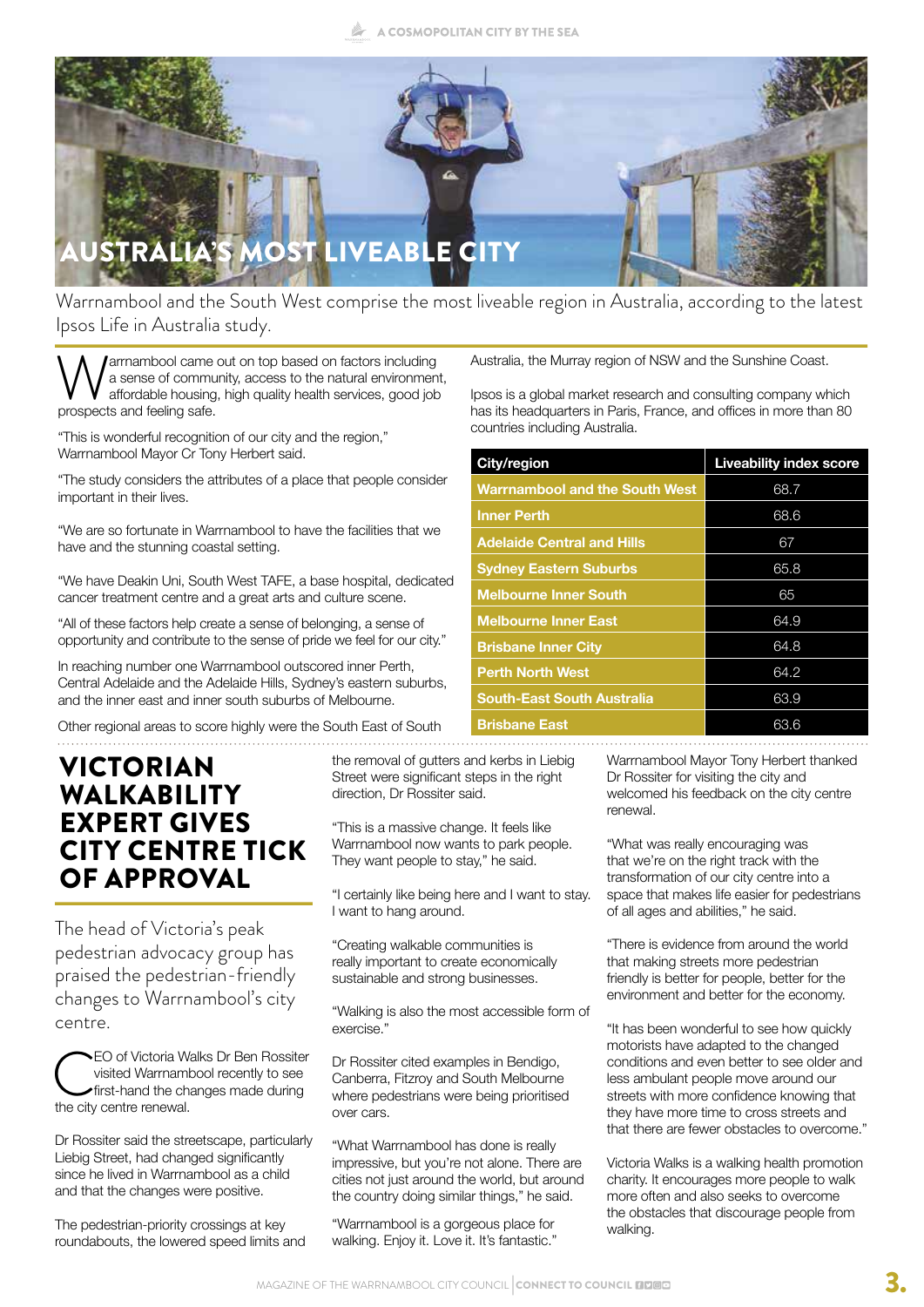# AUSTRALIA'S MOST LIVEABLE CITY

Warrnambool and the South West comprise the most liveable region in Australia, according to the latest Ipsos Life in Australia study.

Warrnambool came out on top based on factors including a sense of community, access to the natural environment, affordable housing, high quality health services, good job prospects and feeling safe.

"This is wonderful recognition of our city and the region," Warrnambool Mayor Cr Tony Herbert said.

"The study considers the attributes of a place that people consider important in their lives.

"We are so fortunate in Warrnambool to have the facilities that we have and the stunning coastal setting.

"We have Deakin Uni, South West TAFE, a base hospital, dedicated cancer treatment centre and a great arts and culture scene.

"All of these factors help create a sense of belonging, a sense of opportunity and contribute to the sense of pride we feel for our city."

In reaching number one Warrnambool outscored inner Perth, Central Adelaide and the Adelaide Hills, Sydney's eastern suburbs, and the inner east and inner south suburbs of Melbourne.

Other regional areas to score highly were the South East of South Australia, the Murray region of NSW and the Sunshine Coast.

Ipsos is a global market research and consulting company which has its headquarters in Paris, France, and offices in more than 80 countries including Australia.

| City/region | Liveability index score |
|---|---|
| Warrnambool and the South West | 68.7 |
| Inner Perth | 68.6 |
| Adelaide Central and Hills | 67 |
| Sydney Eastern Suburbs | 65.8 |
| Melbourne Inner South | 65 |
| Melbourne Inner East | 64.9 |
| Brisbane Inner City | 64.8 |
| Perth North West | 64.2 |
| South-East South Australia | 63.9 |
| Brisbane East | 63.6 |

# VICTORIAN WALKABILITY EXPERT GIVES CITY CENTRE TICK OF APPROVAL

The head of Victoria's peak pedestrian advocacy group has praised the pedestrian-friendly changes to Warrnambool's city centre.

CEO of Victoria Walks Dr Ben Rossiter visited Warrnambool recently to see first-hand the changes made during the city centre renewal.

Dr Rossiter said the streetscape, particularly Liebig Street, had changed significantly since he lived in Warrnambool as a child and that the changes were positive.

The pedestrian-priority crossings at key roundabouts, the lowered speed limits and the removal of gutters and kerbs in Liebig Street were significant steps in the right direction, Dr Rossiter said.

"This is a massive change. It feels like Warrnambool now wants to park people. They want people to stay," he said.

"I certainly like being here and I want to stay. I want to hang around.

"Creating walkable communities is really important to create economically sustainable and strong businesses.

"Walking is also the most accessible form of exercise."

Dr Rossiter cited examples in Bendigo, Canberra, Fitzroy and South Melbourne where pedestrians were being prioritised over cars.

"What Warrnambool has done is really impressive, but you're not alone. There are cities not just around the world, but around the country doing similar things," he said.

"Warrnambool is a gorgeous place for walking. Enjoy it. Love it. It's fantastic."

Warrnambool Mayor Tony Herbert thanked Dr Rossiter for visiting the city and welcomed his feedback on the city centre renewal.

"What was really encouraging was that we're on the right track with the transformation of our city centre into a space that makes life easier for pedestrians of all ages and abilities," he said.

"There is evidence from around the world that making streets more pedestrian friendly is better for people, better for the environment and better for the economy.

"It has been wonderful to see how quickly motorists have adapted to the changed conditions and even better to see older and less ambulant people move around our streets with more confidence knowing that they have more time to cross streets and that there are fewer obstacles to overcome."

Victoria Walks is a walking health promotion charity. It encourages more people to walk more often and also seeks to overcome the obstacles that discourage people from walking.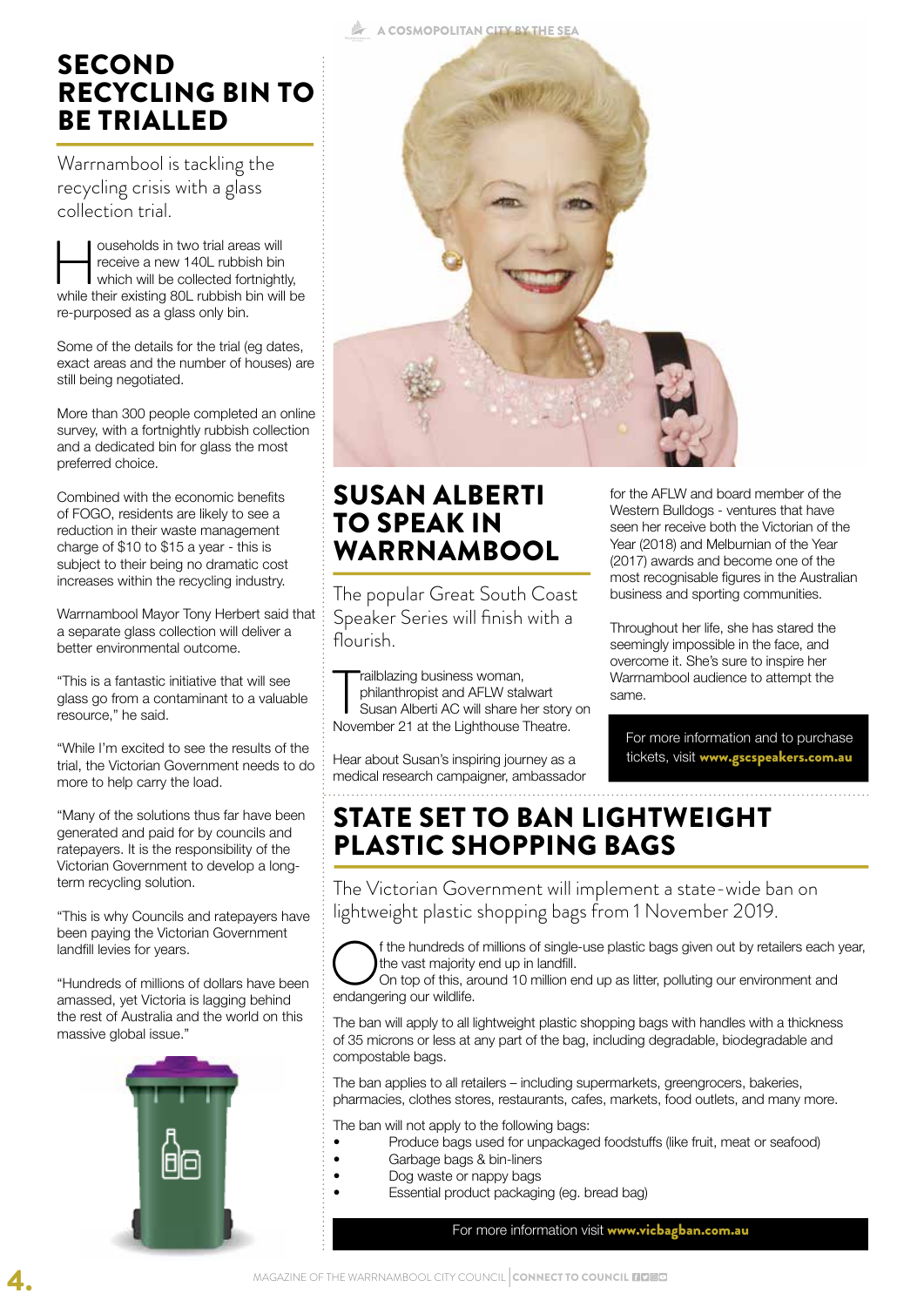# SECOND RECYCLING BIN TO BE TRIALLED

Warrnambool is tackling the recycling crisis with a glass collection trial.

Households in two trial areas will receive a new 140L rubbish bin which will be collected fortnightly, while their existing 80L rubbish bin will be re-purposed as a glass only bin.

Some of the details for the trial (eg dates, exact areas and the number of houses) are still being negotiated.

More than 300 people completed an online survey, with a fortnightly rubbish collection and a dedicated bin for glass the most preferred choice.

Combined with the economic benefits of FOGO, residents are likely to see a reduction in their waste management charge of $10 to $15 a year - this is subject to their being no dramatic cost increases within the recycling industry.

Warrnambool Mayor Tony Herbert said that a separate glass collection will deliver a better environmental outcome.

"This is a fantastic initiative that will see glass go from a contaminant to a valuable resource," he said.

"While I'm excited to see the results of the trial, the Victorian Government needs to do more to help carry the load.

"Many of the solutions thus far have been generated and paid for by councils and ratepayers. It is the responsibility of the Victorian Government to develop a long-term recycling solution.

"This is why Councils and ratepayers have been paying the Victorian Government landfill levies for years.

"Hundreds of millions of dollars have been amassed, yet Victoria is lagging behind the rest of Australia and the world on this massive global issue."

# SUSAN ALBERTI TO SPEAK IN WARRNAMBOOL

The popular Great South Coast Speaker Series will finish with a flourish.

Trailblazing business woman, philanthropist and AFLW stalwart Susan Alberti AC will share her story on November 21 at the Lighthouse Theatre.

Hear about Susan's inspiring journey as a medical research campaigner, ambassador for the AFLW and board member of the Western Bulldogs - ventures that have seen her receive both the Victorian of the Year (2018) and Melburnian of the Year (2017) awards and become one of the most recognisable figures in the Australian business and sporting communities.

Throughout her life, she has stared the seemingly impossible in the face, and overcome it. She's sure to inspire her Warrnambool audience to attempt the same.

For more information and to purchase tickets, visit **www.gscspeakers.com.au**

# STATE SET TO BAN LIGHTWEIGHT PLASTIC SHOPPING BAGS

The Victorian Government will implement a state-wide ban on lightweight plastic shopping bags from 1 November 2019.

Of the hundreds of millions of single-use plastic bags given out by retailers each year, the vast majority end up in landfill.
On top of this, around 10 million end up as litter, polluting our environment and endangering our wildlife.

The ban will apply to all lightweight plastic shopping bags with handles with a thickness of 35 microns or less at any part of the bag, including degradable, biodegradable and compostable bags.

The ban applies to all retailers – including supermarkets, greengrocers, bakeries, pharmacies, clothes stores, restaurants, cafes, markets, food outlets, and many more.

The ban will not apply to the following bags:

- Produce bags used for unpackaged foodstuffs (like fruit, meat or seafood)
- Garbage bags & bin-liners
- Dog waste or nappy bags
- Essential product packaging (eg. bread bag)

For more information visit **www.vicbagban.com.au**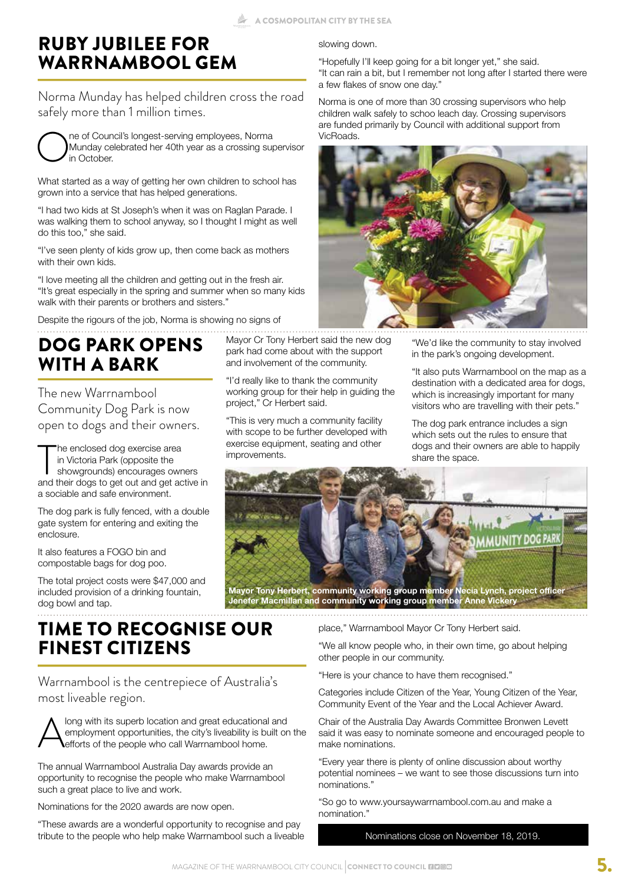# RUBY JUBILEE FOR WARRNAMBOOL GEM

Norma Munday has helped children cross the road safely more than 1 million times.

One of Council's longest-serving employees, Norma Munday celebrated her 40th year as a crossing supervisor in October.

What started as a way of getting her own children to school has grown into a service that has helped generations.

"I had two kids at St Joseph's when it was on Raglan Parade. I was walking them to school anyway, so I thought I might as well do this too," she said.

"I've seen plenty of kids grow up, then come back as mothers with their own kids.

"I love meeting all the children and getting out in the fresh air. "It's great especially in the spring and summer when so many kids walk with their parents or brothers and sisters."

Despite the rigours of the job, Norma is showing no signs of slowing down.

"Hopefully I'll keep going for a bit longer yet," she said. "It can rain a bit, but I remember not long after I started there were a few flakes of snow one day."

Norma is one of more than 30 crossing supervisors who help children walk safely to schoo leach day. Crossing supervisors are funded primarily by Council with additional support from VicRoads.

# DOG PARK OPENS WITH A BARK

The new Warrnambool Community Dog Park is now open to dogs and their owners.

The enclosed dog exercise area in Victoria Park (opposite the showgrounds) encourages owners and their dogs to get out and get active in a sociable and safe environment.

The dog park is fully fenced, with a double gate system for entering and exiting the enclosure.

It also features a FOGO bin and compostable bags for dog poo.

The total project costs were $47,000 and included provision of a drinking fountain, dog bowl and tap.

Mayor Cr Tony Herbert said the new dog park had come about with the support and involvement of the community.

"I'd really like to thank the community working group for their help in guiding the project," Cr Herbert said.

"This is very much a community facility with scope to be further developed with exercise equipment, seating and other improvements.

"We'd like the community to stay involved in the park's ongoing development.

"It also puts Warrnambool on the map as a destination with a dedicated area for dogs, which is increasingly important for many visitors who are travelling with their pets."

The dog park entrance includes a sign which sets out the rules to ensure that dogs and their owners are able to happily share the space.

**Mayor Tony Herbert, community working group member Necia Lynch, project officer Jenefer Macmillan and community working group member Anne Vickery**

# TIME TO RECOGNISE OUR FINEST CITIZENS

Warrnambool is the centrepiece of Australia's most liveable region.

Along with its superb location and great educational and employment opportunities, the city's liveability is built on the efforts of the people who call Warrnambool home.

The annual Warrnambool Australia Day awards provide an opportunity to recognise the people who make Warrnambool such a great place to live and work.

Nominations for the 2020 awards are now open.

"These awards are a wonderful opportunity to recognise and pay tribute to the people who help make Warrnambool such a liveable place," Warrnambool Mayor Cr Tony Herbert said.

"We all know people who, in their own time, go about helping other people in our community.

"Here is your chance to have them recognised."

Categories include Citizen of the Year, Young Citizen of the Year, Community Event of the Year and the Local Achiever Award.

Chair of the Australia Day Awards Committee Bronwen Levett said it was easy to nominate someone and encouraged people to make nominations.

"Every year there is plenty of online discussion about worthy potential nominees – we want to see those discussions turn into nominations."

"So go to www.yoursaywarrnambool.com.au and make a nomination."

Nominations close on November 18, 2019.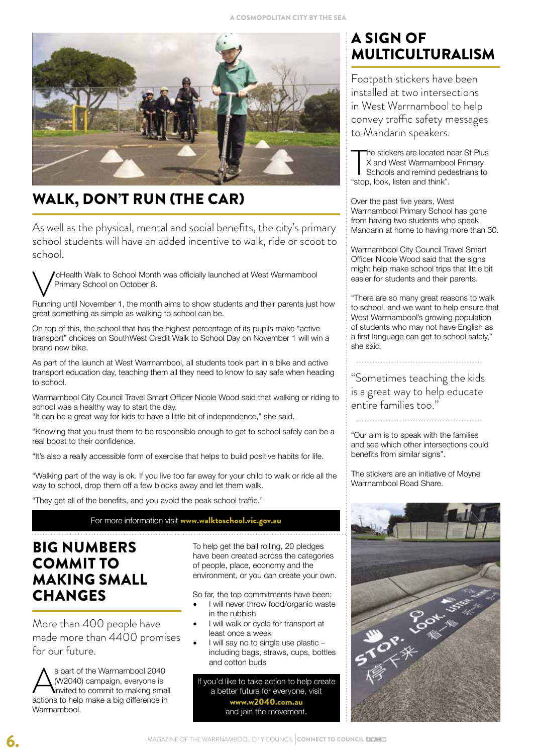## WALK, DON'T RUN (THE CAR)

As well as the physical, mental and social benefits, the city's primary school students will have an added incentive to walk, ride or scoot to school.

VicHealth Walk to School Month was officially launched at West Warrnambool Primary School on October 8.

Running until November 1, the month aims to show students and their parents just how great something as simple as walking to school can be.

On top of this, the school that has the highest percentage of its pupils make "active transport" choices on SouthWest Credit Walk to School Day on November 1 will win a brand new bike.

As part of the launch at West Warrnambool, all students took part in a bike and active transport education day, teaching them all they need to know to say safe when heading to school.

Warrnambool City Council Travel Smart Officer Nicole Wood said that walking or riding to school was a healthy way to start the day.

"It can be a great way for kids to have a little bit of independence," she said.

"Knowing that you trust them to be responsible enough to get to school safely can be a real boost to their confidence.

"It's also a really accessible form of exercise that helps to build positive habits for life.

"Walking part of the way is ok. If you live too far away for your child to walk or ride all the way to school, drop them off a few blocks away and let them walk.

"They get all of the benefits, and you avoid the peak school traffic."

For more information visit **www.walktoschool.vic.gov.au**

## BIG NUMBERS COMMIT TO MAKING SMALL CHANGES

More than 400 people have made more than 4400 promises for our future.

As part of the Warrnambool 2040 (W2040) campaign, everyone is invited to commit to making small actions to help make a big difference in Warrnambool.

To help get the ball rolling, 20 pledges have been created across the categories of people, place, economy and the environment, or you can create your own.

So far, the top commitments have been:

- I will never throw food/organic waste in the rubbish
- I will walk or cycle for transport at least once a week
- I will say no to single use plastic – including bags, straws, cups, bottles and cotton buds

If you'd like to take action to help create a better future for everyone, visit **www.w2040.com.au** and join the movement.

## A SIGN OF MULTICULTURALISM

Footpath stickers have been installed at two intersections in West Warrnambool to help convey traffic safety messages to Mandarin speakers.

The stickers are located near St Pius X and West Warrnambool Primary Schools and remind pedestrians to "stop, look, listen and think".

Over the past five years, West Warrnambool Primary School has gone from having two students who speak Mandarin at home to having more than 30.

Warrnambool City Council Travel Smart Officer Nicole Wood said that the signs might help make school trips that little bit easier for students and their parents.

"There are so many great reasons to walk to school, and we want to help ensure that West Warrnambool's growing population of students who may not have English as a first language can get to school safely," she said.

"Sometimes teaching the kids is a great way to help educate entire families too."

"Our aim is to speak with the families and see which other intersections could benefits from similar signs".

The stickers are an initiative of Moyne Warrnambool Road Share.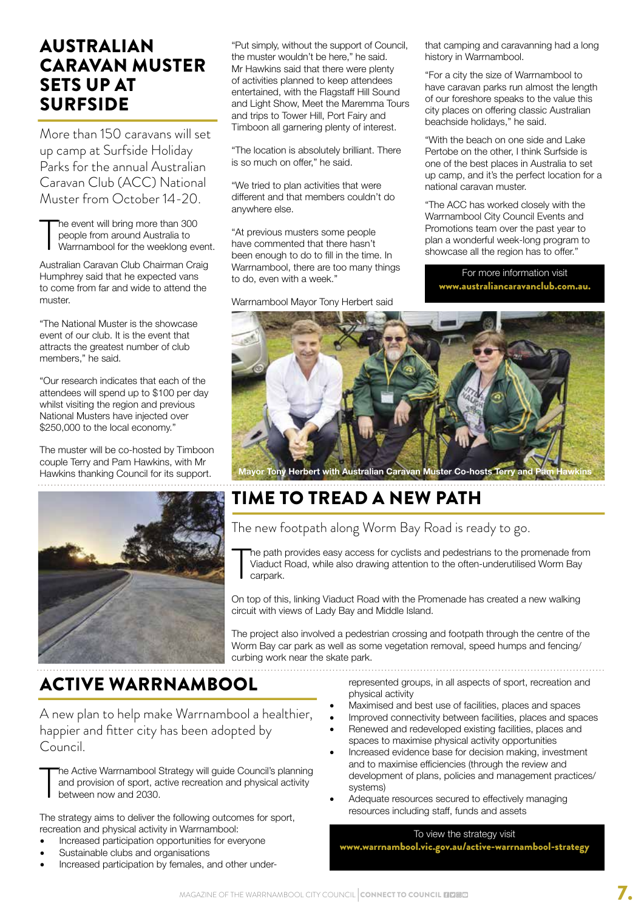# AUSTRALIAN CARAVAN MUSTER SETS UP AT SURFSIDE

More than 150 caravans will set up camp at Surfside Holiday Parks for the annual Australian Caravan Club (ACC) National Muster from October 14-20.

The event will bring more than 300 people from around Australia to Warrnambool for the weeklong event.

Australian Caravan Club Chairman Craig Humphrey said that he expected vans to come from far and wide to attend the muster.

"The National Muster is the showcase event of our club. It is the event that attracts the greatest number of club members," he said.

"Our research indicates that each of the attendees will spend up to $100 per day whilst visiting the region and previous National Musters have injected over $250,000 to the local economy."

The muster will be co-hosted by Timboon couple Terry and Pam Hawkins, with Mr Hawkins thanking Council for its support.

"Put simply, without the support of Council, the muster wouldn't be here," he said.

Mr Hawkins said that there were plenty of activities planned to keep attendees entertained, with the Flagstaff Hill Sound and Light Show, Meet the Maremma Tours and trips to Tower Hill, Port Fairy and Timboon all garnering plenty of interest.

"The location is absolutely brilliant. There is so much on offer," he said.

"We tried to plan activities that were different and that members couldn't do anywhere else.

"At previous musters some people have commented that there hasn't been enough to do to fill in the time. In Warrnambool, there are too many things to do, even with a week."

Warrnambool Mayor Tony Herbert said that camping and caravanning had a long history in Warrnambool.

"For a city the size of Warrnambool to have caravan parks run almost the length of our foreshore speaks to the value this city places on offering classic Australian beachside holidays," he said.

"With the beach on one side and Lake Pertobe on the other, I think Surfside is one of the best places in Australia to set up camp, and it's the perfect location for a national caravan muster.

"The ACC has worked closely with the Warrnambool City Council Events and Promotions team over the past year to plan a wonderful week-long program to showcase all the region has to offer."

For more information visit **www.australiancaravanclub.com.au.**

Mayor Tony Herbert with Australian Caravan Muster Co-hosts Terry and Pam Hawkins

# TIME TO TREAD A NEW PATH

The new footpath along Worm Bay Road is ready to go.

The path provides easy access for cyclists and pedestrians to the promenade from Viaduct Road, while also drawing attention to the often-underutilised Worm Bay carpark.

On top of this, linking Viaduct Road with the Promenade has created a new walking circuit with views of Lady Bay and Middle Island.

The project also involved a pedestrian crossing and footpath through the centre of the Worm Bay car park as well as some vegetation removal, speed humps and fencing/curbing work near the skate park.

# ACTIVE WARRNAMBOOL

A new plan to help make Warrnambool a healthier, happier and fitter city has been adopted by Council.

The Active Warrnambool Strategy will guide Council's planning and provision of sport, active recreation and physical activity between now and 2030.

The strategy aims to deliver the following outcomes for sport, recreation and physical activity in Warrnambool:

- Increased participation opportunities for everyone
- Sustainable clubs and organisations
- Increased participation by females, and other under-represented groups, in all aspects of sport, recreation and physical activity
- Maximised and best use of facilities, places and spaces
- Improved connectivity between facilities, places and spaces
- Renewed and redeveloped existing facilities, places and spaces to maximise physical activity opportunities
- Increased evidence base for decision making, investment and to maximise efficiencies (through the review and development of plans, policies and management practices/systems)
- Adequate resources secured to effectively managing resources including staff, funds and assets

To view the strategy visit **www.warrnambool.vic.gov.au/active-warrnambool-strategy**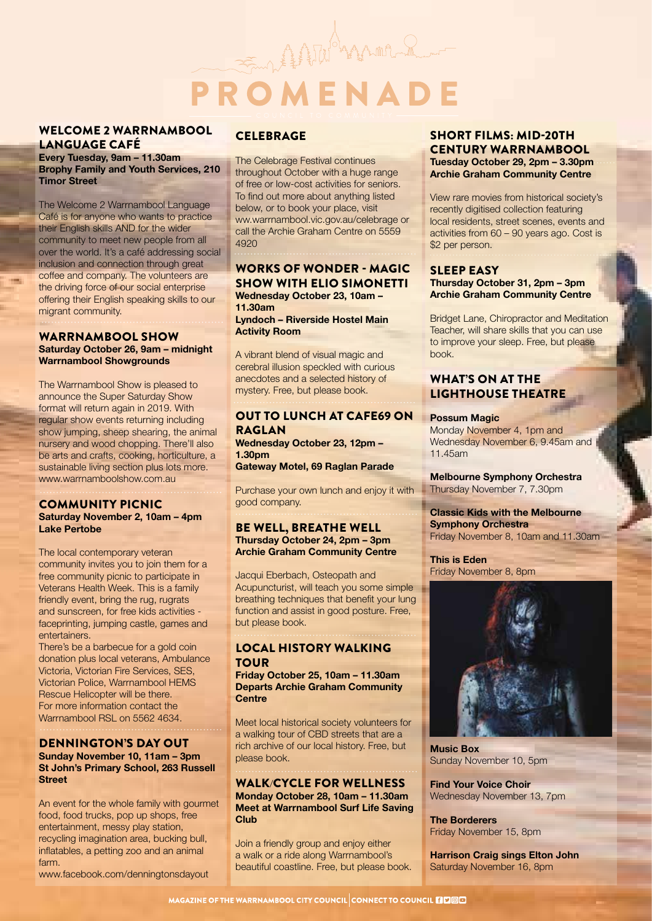# PROMENADE

COUNCIL TO COMMUNITY

## WELCOME 2 WARRNAMBOOL LANGUAGE CAFÉ

**Every Tuesday, 9am – 11.30am**
**Brophy Family and Youth Services, 210 Timor Street**

The Welcome 2 Warrnambool Language Café is for anyone who wants to practice their English skills AND for the wider community to meet new people from all over the world. It's a café addressing social inclusion and connection through great coffee and company. The volunteers are the driving force of our social enterprise offering their English speaking skills to our migrant community.

## WARRNAMBOOL SHOW

**Saturday October 26, 9am – midnight**
**Warrnambool Showgrounds**

The Warrnambool Show is pleased to announce the Super Saturday Show format will return again in 2019. With regular show events returning including show jumping, sheep shearing, the animal nursery and wood chopping. There'll also be arts and crafts, cooking, horticulture, a sustainable living section plus lots more. www.warrnamboolshow.com.au

## COMMUNITY PICNIC

**Saturday November 2, 10am – 4pm**
**Lake Pertobe**

The local contemporary veteran community invites you to join them for a free community picnic to participate in Veterans Health Week. This is a family friendly event, bring the rug, rugrats and sunscreen, for free kids activities - faceprinting, jumping castle, games and entertainers.

There's be a barbecue for a gold coin donation plus local veterans, Ambulance Victoria, Victorian Fire Services, SES, Victorian Police, Warrnambool HEMS Rescue Helicopter will be there.

For more information contact the Warrnambool RSL on 5562 4634.

## DENNINGTON'S DAY OUT

**Sunday November 10, 11am – 3pm**
**St John's Primary School, 263 Russell Street**

An event for the whole family with gourmet food, food trucks, pop up shops, free entertainment, messy play station, recycling imagination area, bucking bull, inflatables, a petting zoo and an animal farm.

www.facebook.com/denningtonsdayout

## CELEBRAGE

The Celebrage Festival continues throughout October with a huge range of free or low-cost activities for seniors. To find out more about anything listed below, or to book your place, visit ww.warrnambool.vic.gov.au/celebrage or call the Archie Graham Centre on 5559 4920

## WORKS OF WONDER - MAGIC SHOW WITH ELIO SIMONETTI

**Wednesday October 23, 10am – 11.30am**
**Lyndoch – Riverside Hostel Main Activity Room**

A vibrant blend of visual magic and cerebral illusion speckled with curious anecdotes and a selected history of mystery. Free, but please book.

## OUT TO LUNCH AT CAFE69 ON RAGLAN

**Wednesday October 23, 12pm – 1.30pm**
**Gateway Motel, 69 Raglan Parade**

Purchase your own lunch and enjoy it with good company.

## BE WELL, BREATHE WELL

**Thursday October 24, 2pm – 3pm**
**Archie Graham Community Centre**

Jacqui Eberbach, Osteopath and Acupuncturist, will teach you some simple breathing techniques that benefit your lung function and assist in good posture. Free, but please book.

## LOCAL HISTORY WALKING TOUR

**Friday October 25, 10am – 11.30am**
**Departs Archie Graham Community Centre**

Meet local historical society volunteers for a walking tour of CBD streets that are a rich archive of our local history. Free, but please book.

## WALK/CYCLE FOR WELLNESS

**Monday October 28, 10am – 11.30am**
**Meet at Warrnambool Surf Life Saving Club**

Join a friendly group and enjoy either a walk or a ride along Warrnambool's beautiful coastline. Free, but please book.

## SHORT FILMS: MID-20TH CENTURY WARRNAMBOOL

**Tuesday October 29, 2pm – 3.30pm**
**Archie Graham Community Centre**

View rare movies from historical society's recently digitised collection featuring local residents, street scenes, events and activities from 60 – 90 years ago. Cost is $2 per person.

## SLEEP EASY

**Thursday October 31, 2pm – 3pm**
**Archie Graham Community Centre**

Bridget Lane, Chiropractor and Meditation Teacher, will share skills that you can use to improve your sleep. Free, but please book.

## WHAT'S ON AT THE LIGHTHOUSE THEATRE

**Possum Magic**
Monday November 4, 1pm and Wednesday November 6, 9.45am and 11.45am

**Melbourne Symphony Orchestra**
Thursday November 7, 7.30pm

**Classic Kids with the Melbourne Symphony Orchestra**
Friday November 8, 10am and 11.30am

**This is Eden**
Friday November 8, 8pm

**Music Box**
Sunday November 10, 5pm

**Find Your Voice Choir**
Wednesday November 13, 7pm

**The Borderers**
Friday November 15, 8pm

**Harrison Craig sings Elton John**
Saturday November 16, 8pm